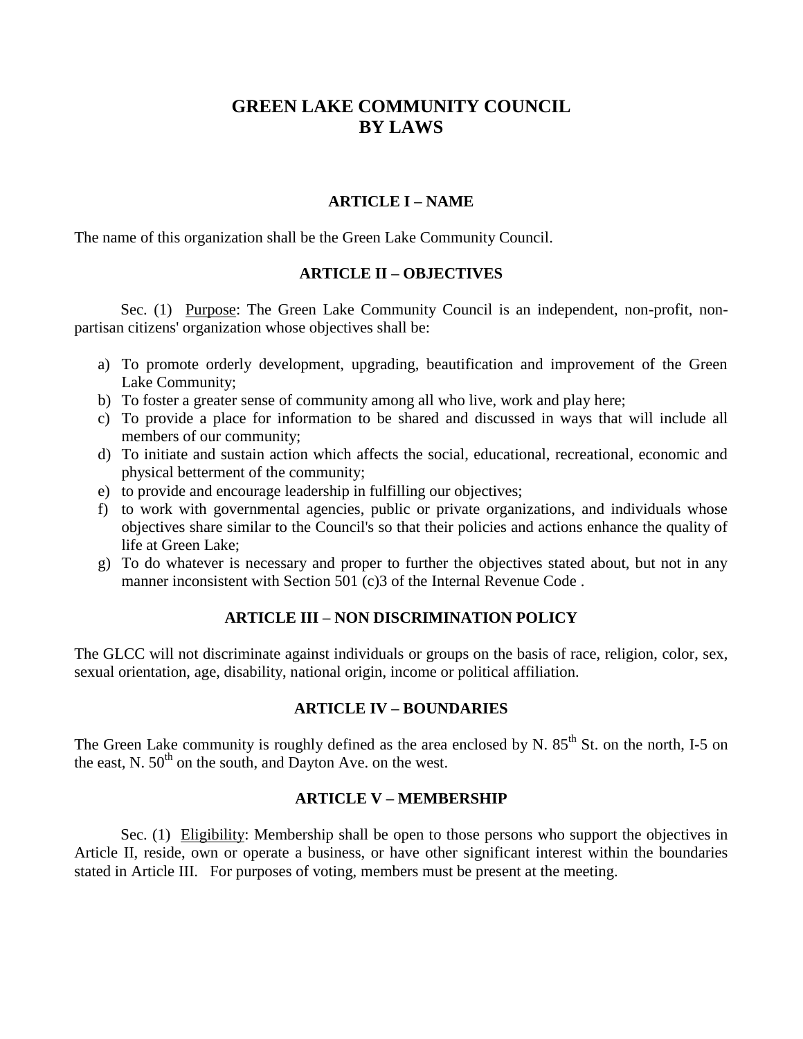# GREEN LAKE COMMUNITY COUNCIL
# BY LAWS

## ARTICLE I – NAME

The name of this organization shall be the Green Lake Community Council.

## ARTICLE II – OBJECTIVES

Sec. (1) Purpose: The Green Lake Community Council is an independent, non-profit, non-partisan citizens' organization whose objectives shall be:

a) To promote orderly development, upgrading, beautification and improvement of the Green Lake Community;
b) To foster a greater sense of community among all who live, work and play here;
c) To provide a place for information to be shared and discussed in ways that will include all members of our community;
d) To initiate and sustain action which affects the social, educational, recreational, economic and physical betterment of the community;
e) to provide and encourage leadership in fulfilling our objectives;
f) to work with governmental agencies, public or private organizations, and individuals whose objectives share similar to the Council's so that their policies and actions enhance the quality of life at Green Lake;
g) To do whatever is necessary and proper to further the objectives stated about, but not in any manner inconsistent with Section 501 (c)3 of the Internal Revenue Code .

## ARTICLE III – NON DISCRIMINATION POLICY

The GLCC will not discriminate against individuals or groups on the basis of race, religion, color, sex, sexual orientation, age, disability, national origin, income or political affiliation.

## ARTICLE IV – BOUNDARIES

The Green Lake community is roughly defined as the area enclosed by N. 85th St. on the north, I-5 on the east, N. 50th on the south, and Dayton Ave. on the west.

## ARTICLE V – MEMBERSHIP

Sec. (1) Eligibility: Membership shall be open to those persons who support the objectives in Article II, reside, own or operate a business, or have other significant interest within the boundaries stated in Article III. For purposes of voting, members must be present at the meeting.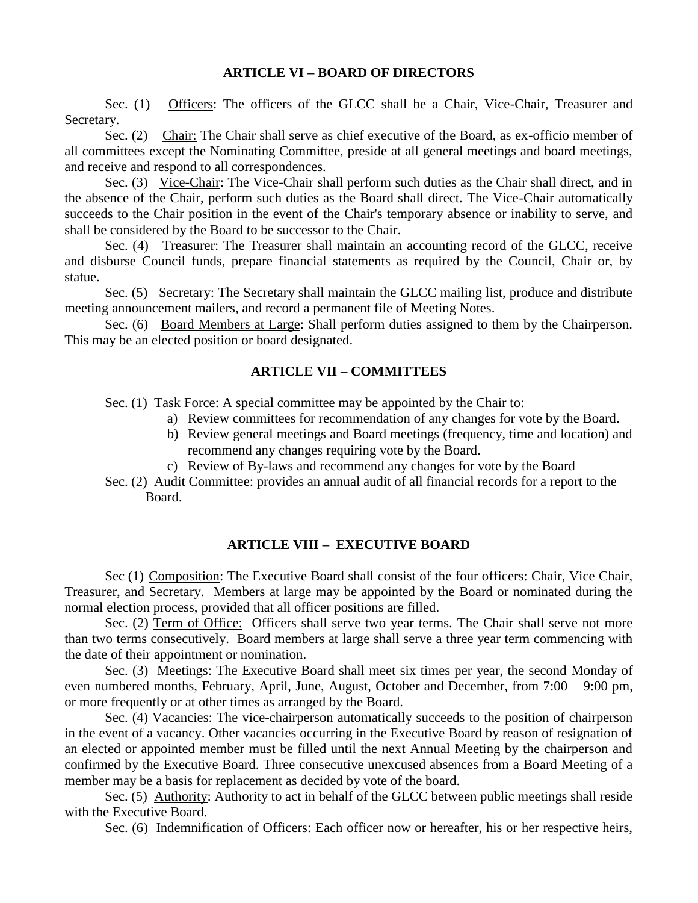## ARTICLE VI – BOARD OF DIRECTORS

Sec. (1) Officers: The officers of the GLCC shall be a Chair, Vice-Chair, Treasurer and Secretary.

Sec. (2) Chair: The Chair shall serve as chief executive of the Board, as ex-officio member of all committees except the Nominating Committee, preside at all general meetings and board meetings, and receive and respond to all correspondences.

Sec. (3) Vice-Chair: The Vice-Chair shall perform such duties as the Chair shall direct, and in the absence of the Chair, perform such duties as the Board shall direct. The Vice-Chair automatically succeeds to the Chair position in the event of the Chair's temporary absence or inability to serve, and shall be considered by the Board to be successor to the Chair.

Sec. (4) Treasurer: The Treasurer shall maintain an accounting record of the GLCC, receive and disburse Council funds, prepare financial statements as required by the Council, Chair or, by statue.

Sec. (5) Secretary: The Secretary shall maintain the GLCC mailing list, produce and distribute meeting announcement mailers, and record a permanent file of Meeting Notes.

Sec. (6) Board Members at Large: Shall perform duties assigned to them by the Chairperson. This may be an elected position or board designated.

## ARTICLE VII – COMMITTEES

Sec. (1) Task Force: A special committee may be appointed by the Chair to:

a) Review committees for recommendation of any changes for vote by the Board.
b) Review general meetings and Board meetings (frequency, time and location) and recommend any changes requiring vote by the Board.
c) Review of By-laws and recommend any changes for vote by the Board

Sec. (2) Audit Committee: provides an annual audit of all financial records for a report to the Board.

## ARTICLE VIII – EXECUTIVE BOARD

Sec (1) Composition: The Executive Board shall consist of the four officers: Chair, Vice Chair, Treasurer, and Secretary. Members at large may be appointed by the Board or nominated during the normal election process, provided that all officer positions are filled.

Sec. (2) Term of Office: Officers shall serve two year terms. The Chair shall serve not more than two terms consecutively. Board members at large shall serve a three year term commencing with the date of their appointment or nomination.

Sec. (3) Meetings: The Executive Board shall meet six times per year, the second Monday of even numbered months, February, April, June, August, October and December, from 7:00 – 9:00 pm, or more frequently or at other times as arranged by the Board.

Sec. (4) Vacancies: The vice-chairperson automatically succeeds to the position of chairperson in the event of a vacancy. Other vacancies occurring in the Executive Board by reason of resignation of an elected or appointed member must be filled until the next Annual Meeting by the chairperson and confirmed by the Executive Board. Three consecutive unexcused absences from a Board Meeting of a member may be a basis for replacement as decided by vote of the board.

Sec. (5) Authority: Authority to act in behalf of the GLCC between public meetings shall reside with the Executive Board.

Sec. (6) Indemnification of Officers: Each officer now or hereafter, his or her respective heirs,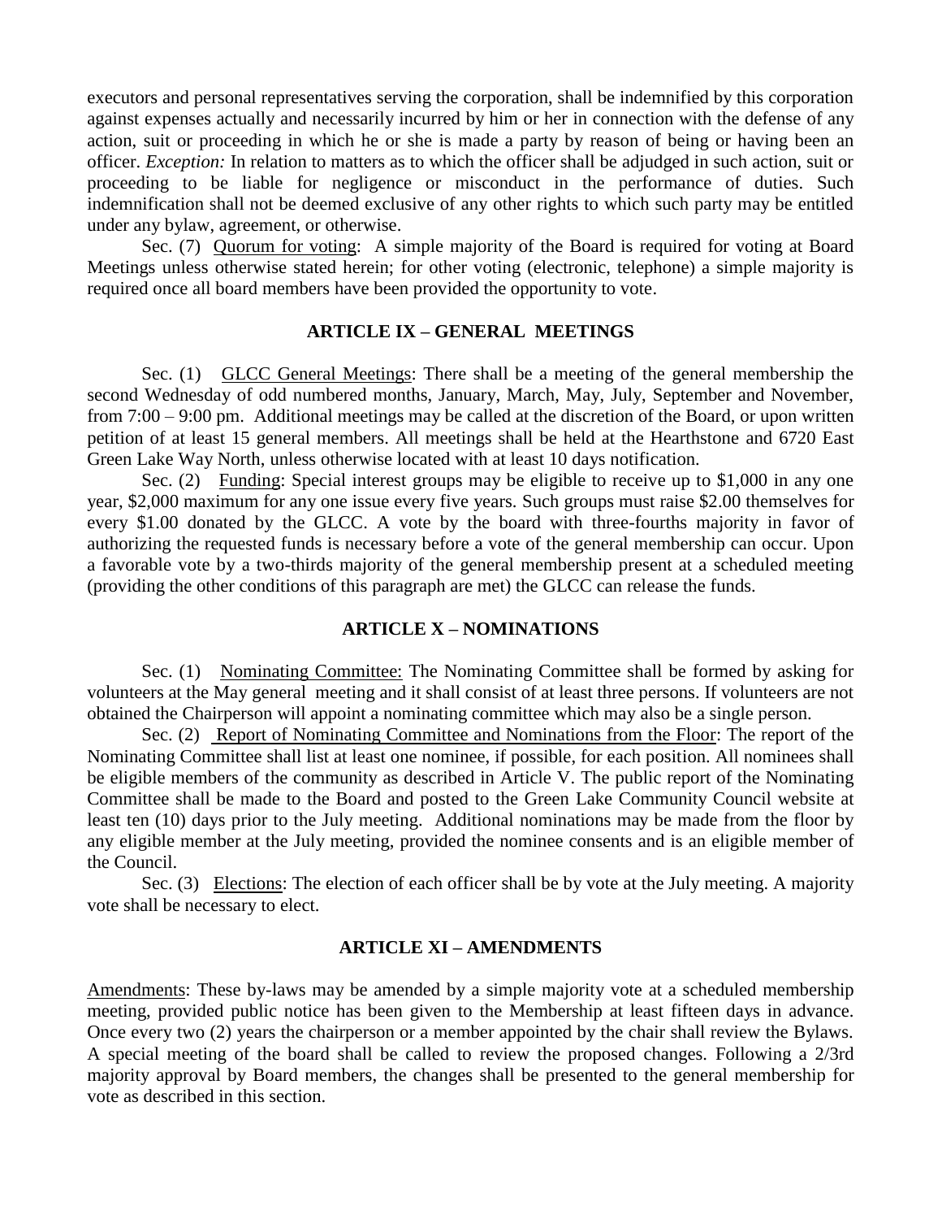executors and personal representatives serving the corporation, shall be indemnified by this corporation against expenses actually and necessarily incurred by him or her in connection with the defense of any action, suit or proceeding in which he or she is a party by reason of being or having been an officer. *Exception:* In relation to matters as to which the officer shall be adjudged in such action, suit or proceeding to be liable for negligence or misconduct in the performance of duties. Such indemnification shall not be deemed exclusive of any other rights to which such party may be entitled under any bylaw, agreement, or otherwise.

Sec. (7) Quorum for voting: A simple majority of the Board is required for voting at Board Meetings unless otherwise stated herein; for other voting (electronic, telephone) a simple majority is required once all board members have been provided the opportunity to vote.

## ARTICLE IX – GENERAL MEETINGS

Sec. (1) GLCC General Meetings: There shall be a meeting of the general membership the second Wednesday of odd numbered months, January, March, May, July, September and November, from 7:00 – 9:00 pm. Additional meetings may be called at the discretion of the Board, or upon written petition of at least 15 general members. All meetings shall be held at the Hearthstone and 6720 East Green Lake Way North, unless otherwise located with at least 10 days notification.

Sec. (2) Funding: Special interest groups may be eligible to receive up to $1,000 in any one year, $2,000 maximum for any one issue every five years. Such groups must raise $2.00 themselves for every $1.00 donated by the GLCC. A vote by the board with three-fourths majority in favor of authorizing the requested funds is necessary before a vote of the general membership can occur. Upon a favorable vote by a two-thirds majority of the general membership present at a scheduled meeting (providing the other conditions of this paragraph are met) the GLCC can release the funds.

## ARTICLE X – NOMINATIONS

Sec. (1) Nominating Committee: The Nominating Committee shall be formed by asking for volunteers at the May general meeting and it shall consist of at least three persons. If volunteers are not obtained the Chairperson will appoint a nominating committee which may also be a single person.

Sec. (2) Report of Nominating Committee and Nominations from the Floor: The report of the Nominating Committee shall list at least one nominee, if possible, for each position. All nominees shall be eligible members of the community as described in Article V. The public report of the Nominating Committee shall be made to the Board and posted to the Green Lake Community Council website at least ten (10) days prior to the July meeting. Additional nominations may be made from the floor by any eligible member at the July meeting, provided the nominee consents and is an eligible member of the Council.

Sec. (3) Elections: The election of each officer shall be by vote at the July meeting. A majority vote shall be necessary to elect.

## ARTICLE XI – AMENDMENTS

Amendments: These by-laws may be amended by a simple majority vote at a scheduled membership meeting, provided public notice has been given to the Membership at least fifteen days in advance. Once every two (2) years the chairperson or a member appointed by the chair shall review the Bylaws. A special meeting of the board shall be called to review the proposed changes. Following a 2/3rd majority approval by Board members, the changes shall be presented to the general membership for vote as described in this section.